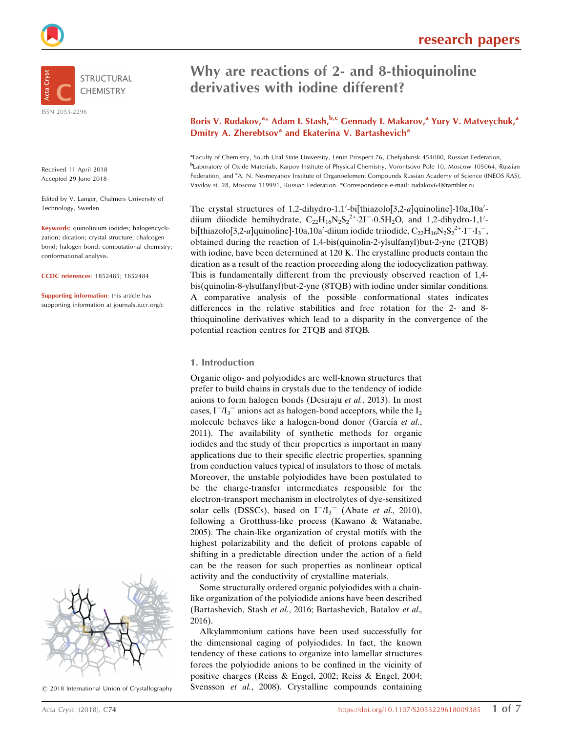# Why are reactions of 2- and 8-thioquinoline derivatives with iodine different?

**Boris V. Rudakov,[a]* Adam I. Stash,[b,c] Gennady I. Makarov,[a] Yury V. Matveychuk,[a] Dmitry A. Zherebtsov[a] and Ekaterina V. Bartashevich[a]**

[a]Faculty of Chemistry, South Ural State University, Lenin Prospect 76, Chelyabinsk 454080, Russian Federation, [b]Laboratory of Oxide Materials, Karpov Institute of Physical Chemistry, Vorontsovo Pole 10, Moscow 105064, Russian Federation, and [c]A. N. Nesmeyanov Institute of Organoelement Compounds Russian Academy of Science (INEOS RAS), Vavilov st. 28, Moscow 119991, Russian Federation. *Correspondence e-mail: rudakov64@rambler.ru

ISSN 2053-2296

Received 11 April 2018
Accepted 29 June 2018

Edited by V. Langer, Chalmers University of Technology, Sweden

**Keywords:** quinolinium iodides; halogencyclization; dication; crystal structure; chalcogen bond; halogen bond; computational chemistry; conformational analysis.

**CCDC references**: 1852485; 1852484

**Supporting information**: this article has supporting information at journals.iucr.org/c

© 2018 International Union of Crystallography

The crystal structures of 1,2-dihydro-1,1′-bi[thiazolo[3,2-*a*]quinoline]-10a,10a′-diium diiodide hemihydrate, $C_{22}H_{16}N_2S_2^{2+}\cdot 2I^-\cdot 0.5H_2O$, and 1,2-dihydro-1,1′-bi[thiazolo[3,2-*a*]quinoline]-10a,10a′-diium iodide triiodide, $C_{22}H_{16}N_2S_2^{2+}\cdot I^-\cdot I_3^-$, obtained during the reaction of 1,4-bis(quinolin-2-ylsulfanyl)but-2-yne (2TQB) with iodine, have been determined at 120 K. The crystalline products contain the dication as a result of the reaction proceeding along the iodocyclization pathway. This is fundamentally different from the previously observed reaction of 1,4-bis(quinolin-8-ylsulfanyl)but-2-yne (8TQB) with iodine under similar conditions. A comparative analysis of the possible conformational states indicates differences in the relative stabilities and free rotation for the 2- and 8-thioquinoline derivatives which lead to a disparity in the convergence of the potential reaction centres for 2TQB and 8TQB.

## 1. Introduction

Organic oligo- and polyiodides are well-known structures that prefer to build chains in crystals due to the tendency of iodide anions to form halogen bonds (Desiraju *et al.*, 2013). In most cases, $I^-/I_3^-$ anions act as halogen-bond acceptors, while the $I_2$ molecule behaves like a halogen-bond donor (García *et al.*, 2011). The availability of synthetic methods for organic iodides and the study of their properties is important in many applications due to their specific electric properties, spanning from conduction values typical of insulators to those of metals. Moreover, the unstable polyiodides have been postulated to be the charge-transfer intermediates responsible for the electron-transport mechanism in electrolytes of dye-sensitized solar cells (DSSCs), based on $I^-/I_3^-$ (Abate *et al.*, 2010), following a Grotthuss-like process (Kawano & Watanabe, 2005). The chain-like organization of crystal motifs with the highest polarizability and the deficit of protons capable of shifting in a predictable direction under the action of a field can be the reason for such properties as nonlinear optical activity and the conductivity of crystalline materials.

Some structurally ordered organic polyiodides with a chain-like organization of the polyiodide anions have been described (Bartashevich, Stash *et al.*, 2016; Bartashevich, Batalov *et al.*, 2016).

Alkylammonium cations have been used successfully for the dimensional caging of polyiodides. In fact, the known tendency of these cations to organize into lamellar structures forces the polyiodide anions to be confined in the vicinity of positive charges (Reiss & Engel, 2002; Reiss & Engel, 2004; Svensson *et al.*, 2008). Crystalline compounds containing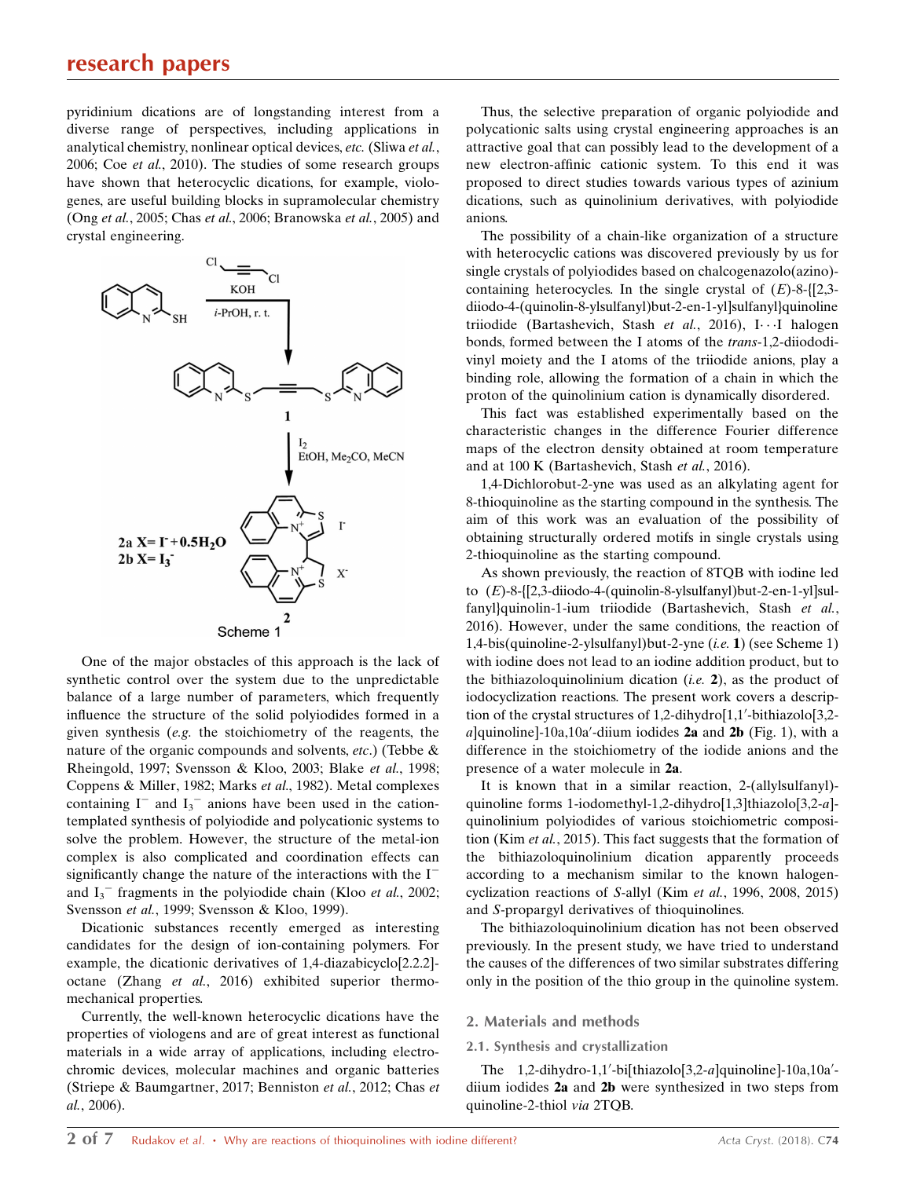pyridinium dications are of longstanding interest from a diverse range of perspectives, including applications in analytical chemistry, nonlinear optical devices, *etc.* (Sliwa *et al.*, 2006; Coe *et al.*, 2010). The studies of some research groups have shown that heterocyclic dications, for example, viologenes, are useful building blocks in supramolecular chemistry (Ong *et al.*, 2005; Chas *et al.*, 2006; Branowska *et al.*, 2005) and crystal engineering.

Scheme 1

One of the major obstacles of this approach is the lack of synthetic control over the system due to the unpredictable balance of a large number of parameters, which frequently influence the structure of the solid polyiodides formed in a given synthesis (*e.g.* the stoichiometry of the reagents, the nature of the organic compounds and solvents, *etc.*) (Tebbe & Rheingold, 1997; Svensson & Kloo, 2003; Blake *et al.*, 1998; Coppens & Miller, 1982; Marks *et al.*, 1982). Metal complexes containing $I^-$ and $I_3^-$ anions have been used in the cation-templated synthesis of polyiodide and polycationic systems to solve the problem. However, the structure of the metal-ion complex is also complicated and coordination effects can significantly change the nature of the interactions with the $I^-$ and $I_3^-$ fragments in the polyiodide chain (Kloo *et al.*, 2002; Svensson *et al.*, 1999; Svensson & Kloo, 1999).

Dicationic substances recently emerged as interesting candidates for the design of ion-containing polymers. For example, the dicationic derivatives of 1,4-diazabicyclo[2.2.2]-octane (Zhang *et al.*, 2016) exhibited superior thermo-mechanical properties.

Currently, the well-known heterocyclic dications have the properties of viologens and are of great interest as functional materials in a wide array of applications, including electrochromic devices, molecular machines and organic batteries (Striepe & Baumgartner, 2017; Benniston *et al.*, 2012; Chas *et al.*, 2006).

Thus, the selective preparation of organic polyiodide and polycationic salts using crystal engineering approaches is an attractive goal that can possibly lead to the development of a new electron-affinic cationic system. To this end it was proposed to direct studies towards various types of azinium dications, such as quinolinium derivatives, with polyiodide anions.

The possibility of a chain-like organization of a structure with heterocyclic cations was discovered previously by us for single crystals of polyiodides based on chalcogenazolo(azino)-containing heterocycles. In the single crystal of (*E*)-8-{[2,3-diiodo-4-(quinolin-8-ylsulfanyl)but-2-en-1-yl]sulfanyl}quinoline triiodide (Bartashevich, Stash *et al.*, 2016), I$\cdots$I halogen bonds, formed between the I atoms of the *trans*-1,2-diiododivinyl moiety and the I atoms of the triiodide anions, play a binding role, allowing the formation of a chain in which the proton of the quinolinium cation is dynamically disordered.

This fact was established experimentally based on the characteristic changes in the difference Fourier difference maps of the electron density obtained at room temperature and at 100 K (Bartashevich, Stash *et al.*, 2016).

1,4-Dichlorobut-2-yne was used as an alkylating agent for 8-thioquinoline as the starting compound in the synthesis. The aim of this work was an evaluation of the possibility of obtaining structurally ordered motifs in single crystals using 2-thioquinoline as the starting compound.

As shown previously, the reaction of 8TQB with iodine led to (*E*)-8-{[2,3-diiodo-4-(quinolin-8-ylsulfanyl)but-2-en-1-yl]sulfanyl}quinolin-1-ium triiodide (Bartashevich, Stash *et al.*, 2016). However, under the same conditions, the reaction of 1,4-bis(quinolin-2-ylsulfanyl)but-2-yne (*i.e.* **1**) (see Scheme 1) with iodine does not lead to an iodine addition product, but to the bithiazoloquinolinium dication (*i.e.* **2**), as the product of iodocyclization reactions. The present work covers a description of the crystal structures of 1,2-dihydro[1,1′-bithiazolo[3,2-*a*]quinoline]-10a,10a′-diium iodides **2a** and **2b** (Fig. 1), with a difference in the stoichiometry of the iodide anions and the presence of a water molecule in **2a**.

It is known that in a similar reaction, 2-(allylsulfanyl)-quinoline forms 1-iodomethyl-1,2-dihydro[1,3]thiazolo[3,2-*a*]-quinolinium polyiodides of various stoichiometric composition (Kim *et al.*, 2015). This fact suggests that the formation of the bithiazoloquinolinium dication apparently proceeds according to a mechanism similar to the known halogen-cyclization reactions of *S*-allyl (Kim *et al.*, 1996, 2008, 2015) and *S*-propargyl derivatives of thioquinolines.

The bithiazoloquinolinium dication has not been observed previously. In the present study, we have tried to understand the causes of the differences of two similar substrates differing only in the position of the thio group in the quinoline system.

## 2. Materials and methods

### 2.1. Synthesis and crystallization

The 1,2-dihydro-1,1′-bi[thiazolo[3,2-*a*]quinoline]-10a,10a′-diium iodides **2a** and **2b** were synthesized in two steps from quinoline-2-thiol *via* 2TQB.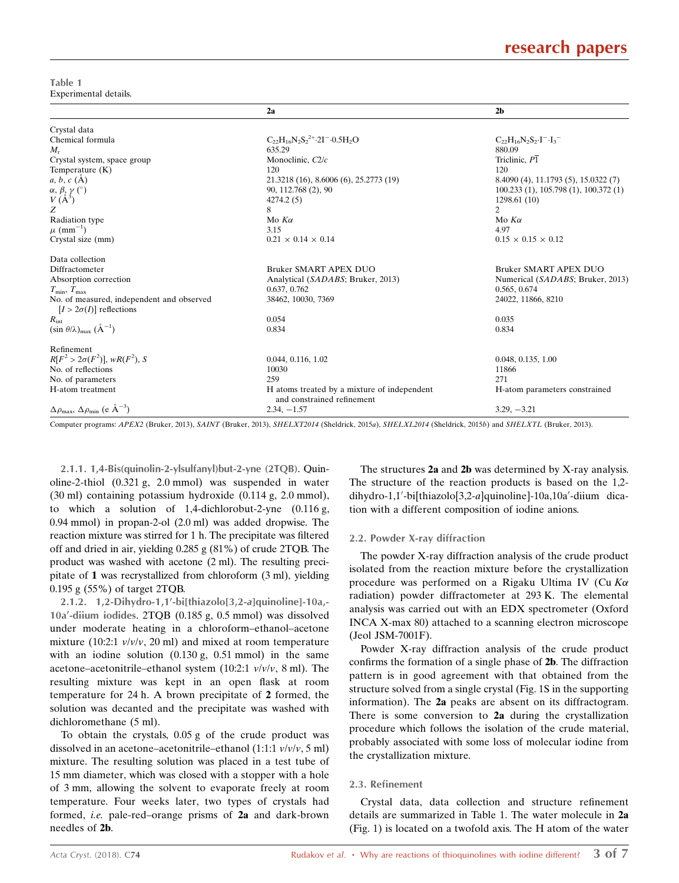**Table 1**
Experimental details.

| | **2a** | **2b** |
|---|---|---|
| Crystal data | | |
| Chemical formula | $C_{22}H_{16}N_2S_2^{2+}\cdot 2I^-\cdot 0.5H_2O$ | $C_{22}H_{16}N_2S_2\cdot I^-\cdot I_3^-$ |
| $M_r$ | 635.29 | 880.09 |
| Crystal system, space group | Monoclinic, $C2/c$ | Triclinic, $P\overline{1}$ |
| Temperature (K) | 120 | 120 |
| $a$, $b$, $c$ (Å) | 21.3218 (16), 8.6006 (6), 25.2773 (19) | 8.4090 (4), 11.1793 (5), 15.0322 (7) |
| $\alpha$, $\beta$, $\gamma$ (°) | 90, 112.768 (2), 90 | 100.233 (1), 105.798 (1), 100.372 (1) |
| $V$ (Å$^3$) | 4274.2 (5) | 1298.61 (10) |
| $Z$ | 8 | 2 |
| Radiation type | Mo $K\alpha$ | Mo $K\alpha$ |
| $\mu$ (mm$^{-1}$) | 3.15 | 4.97 |
| Crystal size (mm) | 0.21 × 0.14 × 0.14 | 0.15 × 0.15 × 0.12 |
| Data collection | | |
| Diffractometer | Bruker SMART APEX DUO | Bruker SMART APEX DUO |
| Absorption correction | Analytical (*SADABS*; Bruker, 2013) | Numerical (*SADABS*; Bruker, 2013) |
| $T_{min}$, $T_{max}$ | 0.637, 0.762 | 0.565, 0.674 |
| No. of measured, independent and observed [$I > 2\sigma(I)$] reflections | 38462, 10030, 7369 | 24022, 11866, 8210 |
| $R_{int}$ | 0.054 | 0.035 |
| $(\sin \theta/\lambda)_{max}$ (Å$^{-1}$) | 0.834 | 0.834 |
| Refinement | | |
| $R[F^2 > 2\sigma(F^2)]$, $wR(F^2)$, $S$ | 0.044, 0.116, 1.02 | 0.048, 0.135, 1.00 |
| No. of reflections | 10030 | 11866 |
| No. of parameters | 259 | 271 |
| H-atom treatment | H atoms treated by a mixture of independent and constrained refinement | H-atom parameters constrained |
| $\Delta\rho_{max}$, $\Delta\rho_{min}$ (e Å$^{-3}$) | 2.34, −1.57 | 3.29, −3.21 |

Computer programs: *APEX2* (Bruker, 2013), *SAINT* (Bruker, 2013), *SHELXT2014* (Sheldrick, 2015*a*), *SHELXL2014* (Sheldrick, 2015*b*) and *SHELXTL* (Bruker, 2013).

#### 2.1.1. 1,4-Bis(quinolin-2-ylsulfanyl)but-2-yne (2TQB).

Quinoline-2-thiol (0.321 g, 2.0 mmol) was suspended in water (30 ml) containing potassium hydroxide (0.114 g, 2.0 mmol), to which a solution of 1,4-dichlorobut-2-yne (0.116 g, 0.94 mmol) in propan-2-ol (2.0 ml) was added dropwise. The reaction mixture was stirred for 1 h. The precipitate was filtered off and dried in air, yielding 0.285 g (81%) of crude 2TQB. The product was washed with acetone (2 ml). The resulting precipitate of **1** was recrystallized from chloroform (3 ml), yielding 0.195 g (55%) of target 2TQB.

#### 2.1.2. 1,2-Dihydro-1,1′-bi[thiazolo[3,2-*a*]quinoline]-10a,10a′-diium iodides.

2TQB (0.185 g, 0.5 mmol) was dissolved under moderate heating in a chloroform–ethanol–acetone mixture (10:2:1 *v*/*v*/*v*, 20 ml) and mixed at room temperature with an iodine solution (0.130 g, 0.51 mmol) in the same acetone–acetonitrile–ethanol system (10:2:1 *v*/*v*/*v*, 8 ml). The resulting mixture was kept in an open flask at room temperature for 24 h. A brown precipitate of **2** formed, the solution was decanted and the precipitate was washed with dichloromethane (5 ml).

To obtain the crystals, 0.05 g of the crude product was dissolved in an acetone–acetonitrile–ethanol (1:1:1 *v*/*v*/*v*, 5 ml) mixture. The resulting solution was placed in a test tube of 15 mm diameter, which was closed with a stopper with a hole of 3 mm, allowing the solvent to evaporate freely at room temperature. Four weeks later, two types of crystals had formed, *i.e.* pale-red–orange prisms of **2a** and dark-brown needles of **2b**.

The structures **2a** and **2b** was determined by X-ray analysis. The structure of the reaction products is based on the 1,2-dihydro-1,1′-bi[thiazolo[3,2-*a*]quinoline]-10a,10a′-diium dication with a different composition of iodine anions.

### 2.2. Powder X-ray diffraction

The powder X-ray diffraction analysis of the crude product isolated from the reaction mixture before the crystallization procedure was performed on a Rigaku Ultima IV (Cu $K\alpha$ radiation) powder diffractometer at 293 K. The elemental analysis was carried out with an EDX spectrometer (Oxford INCA X-max 80) attached to a scanning electron microscope (Jeol JSM-7001F).

Powder X-ray diffraction analysis of the crude product confirms the formation of a single phase of **2b**. The diffraction pattern is in good agreement with that obtained from the structure solved from a single crystal (Fig. 1S in the supporting information). The **2a** peaks are absent on its diffractogram. There is some conversion to **2a** during the crystallization procedure which follows the isolation of the crude material, probably associated with some loss of molecular iodine from the crystallization mixture.

### 2.3. Refinement

Crystal data, data collection and structure refinement details are summarized in Table 1. The water molecule in **2a** (Fig. 1) is located on a twofold axis. The H atom of the water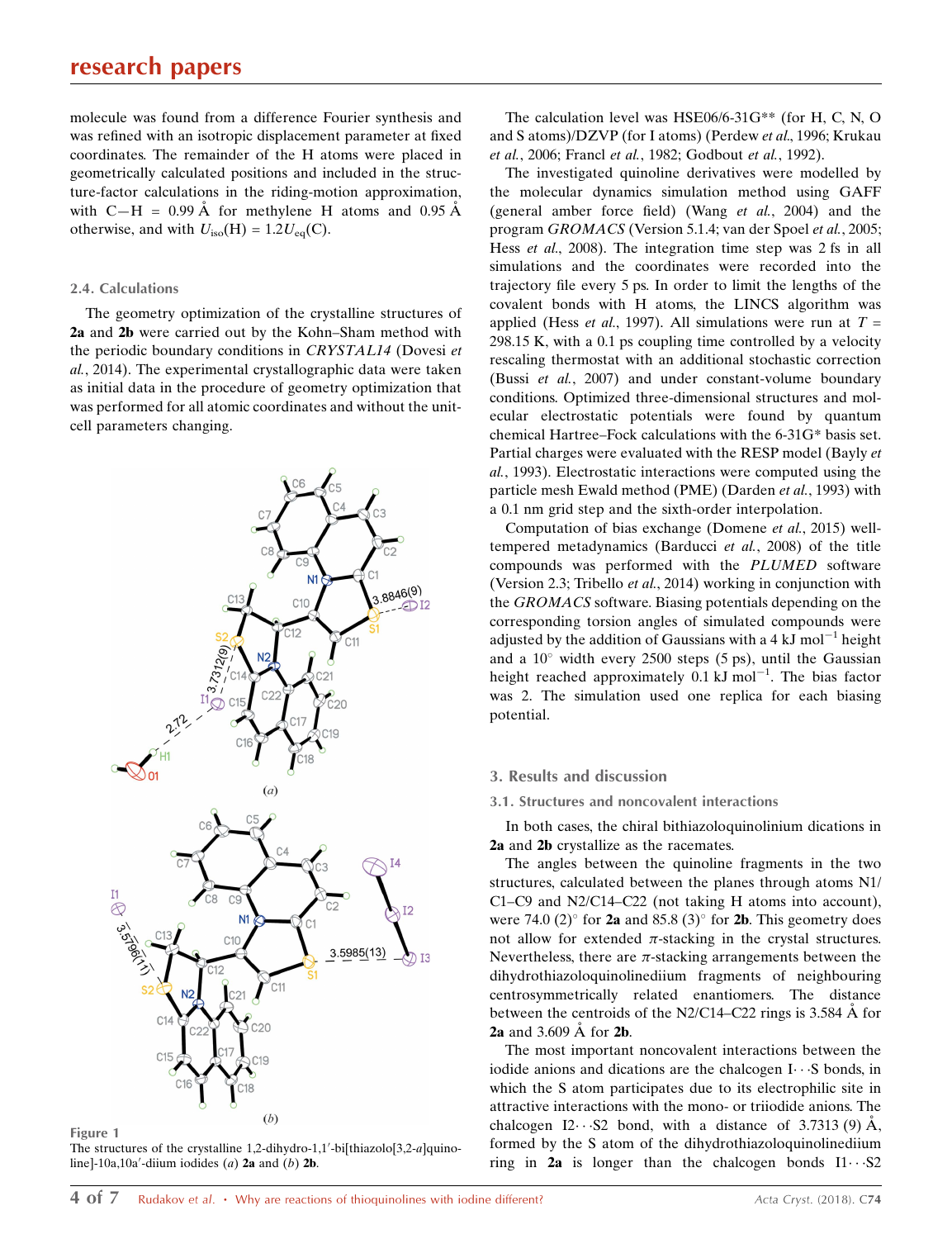molecule was found from a difference Fourier synthesis and was refined with an isotropic displacement parameter at fixed coordinates. The remainder of the H atoms were placed in geometrically calculated positions and included in the structure-factor calculations in the riding-motion approximation, with C—H = 0.99 Å for methylene H atoms and 0.95 Å otherwise, and with $U_{iso}(H) = 1.2U_{eq}(C)$.

### 2.4. Calculations

The geometry optimization of the crystalline structures of **2a** and **2b** were carried out by the Kohn–Sham method with the periodic boundary conditions in *CRYSTAL14* (Dovesi *et al.*, 2014). The experimental crystallographic data were taken as initial data in the procedure of geometry optimization that was performed for all atomic coordinates and without the unit-cell parameters changing.

Figure 1
The structures of the crystalline 1,2-dihydro-1,1′-bi[thiazolo[3,2-*a*]quinoline]-10a,10a′-diium iodides (*a*) **2a** and (*b*) **2b**.

The calculation level was HSE06/6-31G** (for H, C, N, O and S atoms)/DZVP (for I atoms) (Perdew *et al.*, 1996; Krukau *et al.*, 2006; Francl *et al.*, 1982; Godbout *et al.*, 1992).

The investigated quinoline derivatives were modelled by the molecular dynamics simulation method using GAFF (general amber force field) (Wang *et al.*, 2004) and the program *GROMACS* (Version 5.1.4; van der Spoel *et al.*, 2005; Hess *et al.*, 2008). The integration time step was 2 fs in all simulations and the coordinates were recorded into the trajectory file every 5 ps. In order to limit the lengths of the covalent bonds with H atoms, the LINCS algorithm was applied (Hess *et al.*, 1997). All simulations were run at $T$ = 298.15 K, with a 0.1 ps coupling time controlled by a velocity rescaling thermostat with an additional stochastic correction (Bussi *et al.*, 2007) and under constant-volume boundary conditions. Optimized three-dimensional structures and molecular electrostatic potentials were found by quantum chemical Hartree–Fock calculations with the 6-31G* basis set. Partial charges were evaluated with the RESP model (Bayly *et al.*, 1993). Electrostatic interactions were computed using the particle mesh Ewald method (PME) (Darden *et al.*, 1993) with a 0.1 nm grid step and the sixth-order interpolation.

Computation of bias exchange (Domene *et al.*, 2015) well-tempered metadynamics (Barducci *et al.*, 2008) of the title compounds was performed with the *PLUMED* software (Version 2.3; Tribello *et al.*, 2014) working in conjunction with the *GROMACS* software. Biasing potentials depending on the corresponding torsion angles of simulated compounds were adjusted by the addition of Gaussians with a 4 kJ mol$^{-1}$ height and a 10° width every 2500 steps (5 ps), until the Gaussian height reached approximately 0.1 kJ mol$^{-1}$. The bias factor was 2. The simulation used one replica for each biasing potential.

## 3. Results and discussion

### 3.1. Structures and noncovalent interactions

In both cases, the chiral bithiazoloquinolinium dications in **2a** and **2b** crystallize as the racemates.

The angles between the quinoline fragments in the two structures, calculated between the planes through atoms N1/C1–C9 and N2/C14–C22 (not taking H atoms into account), were 74.0 (2)° for **2a** and 85.8 (3)° for **2b**. This geometry does not allow for extended π-stacking in the crystal structures. Nevertheless, there are π-stacking arrangements between the dihydrothiazoloquinolinediium fragments of neighbouring centrosymmetrically related enantiomers. The distance between the centroids of the N2/C14–C22 rings is 3.584 Å for **2a** and 3.609 Å for **2b**.

The most important noncovalent interactions between the iodide anions and dications are the chalcogen I⋯S bonds, in which the S atom participates due to its electrophilic site in attractive interactions with the mono- or triiodide anions. The chalcogen I2⋯S2 bond, with a distance of 3.7313 (9) Å, formed by the S atom of the dihydrothiazoloquinolinediium ring in **2a** is longer than the chalcogen bonds I1⋯S2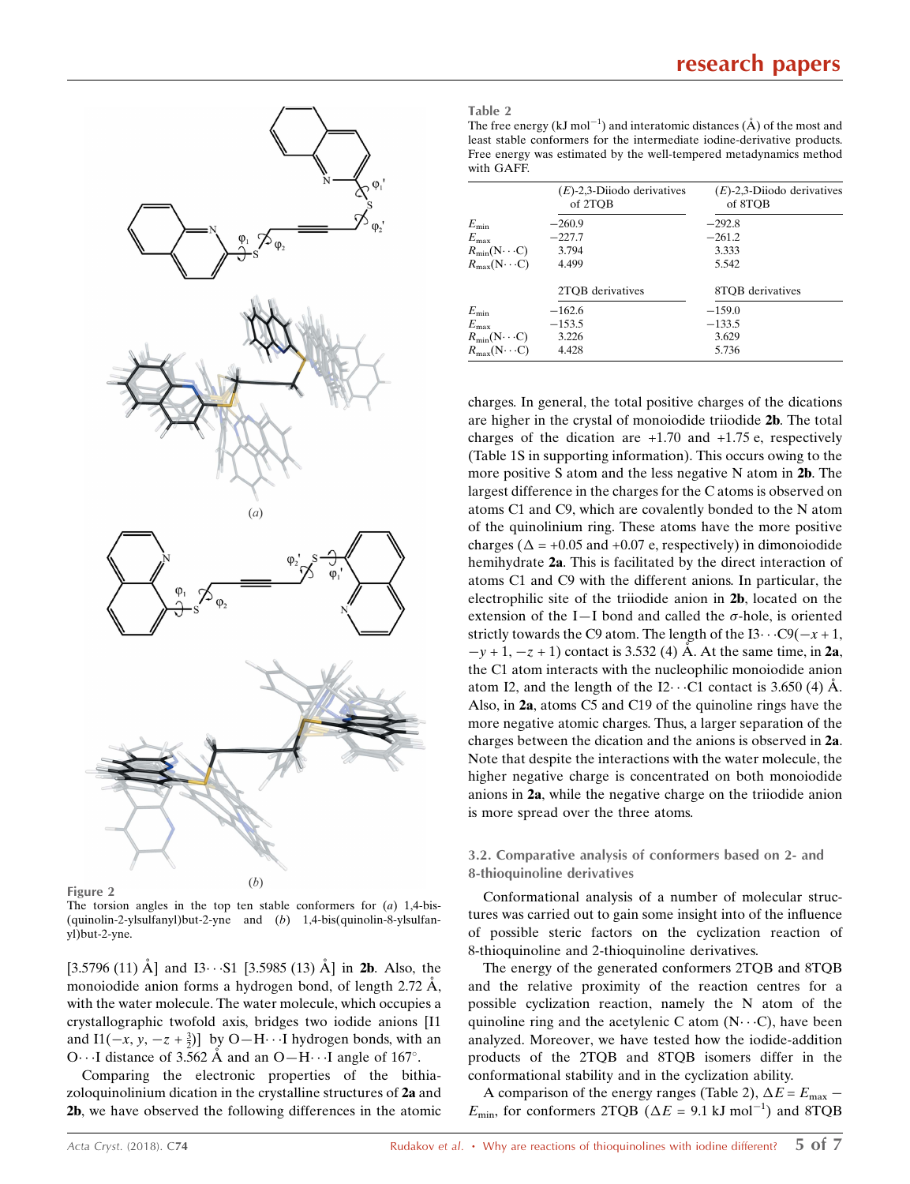Figure 2
The torsion angles in the top ten stable conformers for (*a*) 1,4-bis-(quinolin-2-ylsulfanyl)but-2-yne and (*b*) 1,4-bis(quinolin-8-ylsulfanyl)but-2-yne.

[3.5796 (11) Å] and I3···S1 [3.5985 (13) Å] in **2b**. Also, the monoiodide anion forms a hydrogen bond, of length 2.72 Å, with the water molecule. The water molecule, which occupies a crystallographic twofold axis, bridges two iodide anions [I1 and I1($-x$, $y$, $-z + \frac{3}{2}$)] by O—H···I hydrogen bonds, with an O···I distance of 3.562 Å and an O—H···I angle of 167°.

Comparing the electronic properties of the bithiazoloquinolinium dication in the crystalline structures of **2a** and **2b**, we have observed the following differences in the atomic charges. In general, the total positive charges of the dications are higher in the crystal of monoiodide triiodide **2b**. The total charges of the dication are +1.70 and +1.75 e, respectively (Table 1S in supporting information). This occurs owing to the more positive S atom and the less negative N atom in **2b**. The largest difference in the charges for the C atoms is observed on atoms C1 and C9, which are covalently bonded to the N atom of the quinolinium ring. These atoms have the more positive charges ($\Delta$ = +0.05 and +0.07 e, respectively) in dimonoiodide hemihydrate **2a**. This is facilitated by the direct interaction of atoms C1 and C9 with the different anions. In particular, the electrophilic site of the triiodide anion in **2b**, located on the extension of the I—I bond and called the $\sigma$-hole, is oriented strictly towards the C9 atom. The length of the I3···C9($-x + 1$, $-y + 1$, $-z + 1$) contact is 3.532 (4) Å. At the same time, in **2a**, the C1 atom interacts with the nucleophilic monoiodide anion atom I2, and the length of the I2···C1 contact is 3.650 (4) Å. Also, in **2a**, atoms C5 and C19 of the quinoline rings have the more negative atomic charges. Thus, a larger separation of the charges between the dication and the anions is observed in **2a**. Note that despite the interactions with the water molecule, the higher negative charge is concentrated on both monoiodide anions in **2a**, while the negative charge on the triiodide anion is more spread over the three atoms.

Table 2
The free energy (kJ mol$^{-1}$) and interatomic distances (Å) of the most and least stable conformers for the intermediate iodine-derivative products. Free energy was estimated by the well-tempered metadynamics method with GAFF.

| | (*E*)-2,3-Diiodo derivatives of 2TQB | (*E*)-2,3-Diiodo derivatives of 8TQB |
|---|---|---|
| $E_{\min}$ | −260.9 | −292.8 |
| $E_{\max}$ | −227.7 | −261.2 |
| $R_{\min}$(N···C) | 3.794 | 3.333 |
| $R_{\max}$(N···C) | 4.499 | 5.542 |
| | **2TQB derivatives** | **8TQB derivatives** |
| $E_{\min}$ | −162.6 | −159.0 |
| $E_{\max}$ | −153.5 | −133.5 |
| $R_{\min}$(N···C) | 3.226 | 3.629 |
| $R_{\max}$(N···C) | 4.428 | 5.736 |

### 3.2. Comparative analysis of conformers based on 2- and 8-thioquinoline derivatives

Conformational analysis of a number of molecular structures was carried out to gain some insight into the influence of possible steric factors on the cyclization reaction of 8-thioquinoline and 2-thioquinoline derivatives.

The energy of the generated conformers 2TQB and 8TQB and the relative proximity of the reaction centres for a possible cyclization reaction, namely the N atom of the quinoline ring and the acetylenic C atom (N···C), have been analyzed. Moreover, we have tested how the iodide-addition products of the 2TQB and 8TQB isomers differ in the conformational stability and in the cyclization ability.

A comparison of the energy ranges (Table 2), $\Delta E = E_{\max} - E_{\min}$, for conformers 2TQB ($\Delta E$ = 9.1 kJ mol$^{-1}$) and 8TQB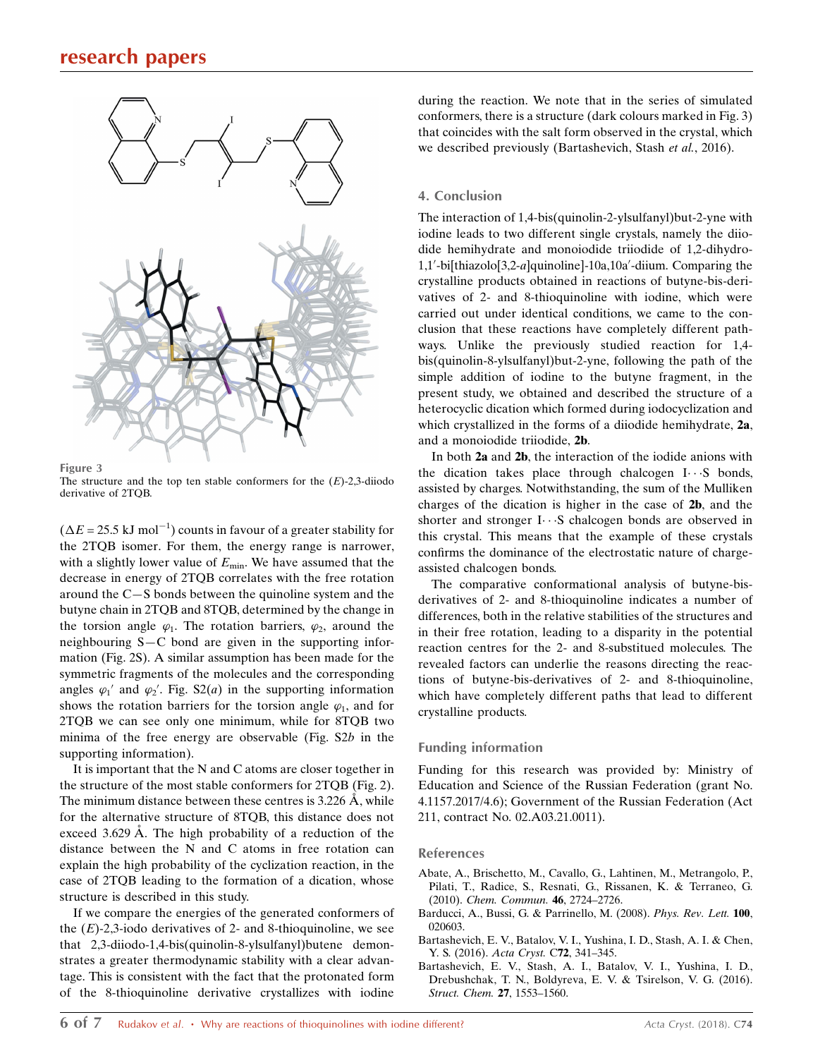Figure 3
The structure and the top ten stable conformers for the (*E*)-2,3-diiodo derivative of 2TQB.

($\Delta E$ = 25.5 kJ mol$^{-1}$) counts in favour of a greater stability for the 2TQB isomer. For them, the energy range is narrower, with a slightly lower value of $E_{\min}$. We have assumed that the decrease in energy of 2TQB correlates with the free rotation around the C—S bonds between the quinoline system and the butyne chain in 2TQB and 8TQB, determined by the change in the torsion angle $\varphi_1$. The rotation barriers, $\varphi_2$, around the neighbouring S—C bond are given in the supporting information (Fig. 2S). A similar assumption has been made for the symmetric fragments of the molecules and the corresponding angles $\varphi_1'$ and $\varphi_2'$. Fig. S2(*a*) in the supporting information shows the rotation barriers for the torsion angle $\varphi_1$, and for 2TQB we can see only one minimum, while for 8TQB two minima of the free energy are observable (Fig. S2*b* in the supporting information).

It is important that the N and C atoms are closer together in the structure of the most stable conformers for 2TQB (Fig. 2). The minimum distance between these centres is 3.226 Å, while for the alternative structure of 8TQB, this distance does not exceed 3.629 Å. The high probability of a reduction of the distance between the N and C atoms in free rotation can explain the high probability of the cyclization reaction, in the case of 2TQB leading to the formation of a dication, whose structure is described in this study.

If we compare the energies of the generated conformers of the (*E*)-2,3-iodo derivatives of 2- and 8-thioquinoline, we see that 2,3-diiodo-1,4-bis(quinolin-8-ylsulfanyl)butene demonstrates a greater thermodynamic stability with a clear advantage. This is consistent with the fact that the protonated form of the 8-thioquinoline derivative crystallizes with iodine during the reaction. We note that in the series of simulated conformers, there is a structure (dark colours marked in Fig. 3) that coincides with the salt form observed in the crystal, which we described previously (Bartashevich, Stash *et al.*, 2016).

## 4. Conclusion

The interaction of 1,4-bis(quinolin-2-ylsulfanyl)but-2-yne with iodine leads to two different single crystals, namely the diiodide hemihydrate and monoiodide triiodide of 1,2-dihydro-1,1′-bi[thiazolo[3,2-*a*]quinoline]-10a,10a′-diium. Comparing the crystalline products obtained in reactions of butyne-bis-derivatives of 2- and 8-thioquinoline with iodine, which were carried out under identical conditions, we came to the conclusion that these reactions have completely different pathways. Unlike the previously studied reaction for 1,4-bis(quinolin-8-ylsulfanyl)but-2-yne, following the path of the simple addition of iodine to the butyne fragment, in the present study, we obtained and described the structure of a heterocyclic dication which formed during iodocyclization and which crystallized in the forms of a diiodide hemihydrate, **2a**, and a monoiodide triiodide, **2b**.

In both **2a** and **2b**, the interaction of the iodide anions with the dication takes place through chalcogen I···S bonds, assisted by charges. Notwithstanding, the sum of the Mulliken charges of the dication is higher in the case of **2b**, and the shorter and stronger I···S chalcogen bonds are observed in this crystal. This means that the example of these crystals confirms the dominance of the electrostatic nature of charge-assisted chalcogen bonds.

The comparative conformational analysis of butyne-bis-derivatives of 2- and 8-thioquinoline indicates a number of differences, both in the relative stabilities of the structures and in their free rotation, leading to a disparity in the potential reaction centres for the 2- and 8-substitued molecules. The revealed factors can underlie the reasons directing the reactions of butyne-bis-derivatives of 2- and 8-thioquinoline, which have completely different paths that lead to different crystalline products.

## Funding information

Funding for this research was provided by: Ministry of Education and Science of the Russian Federation (grant No. 4.1157.2017/4.6); Government of the Russian Federation (Act 211, contract No. 02.A03.21.0011).

## References

Abate, A., Brischetto, M., Cavallo, G., Lahtinen, M., Metrangolo, P., Pilati, T., Radice, S., Resnati, G., Rissanen, K. & Terraneo, G. (2010). *Chem. Commun.* **46**, 2724–2726.

Barducci, A., Bussi, G. & Parrinello, M. (2008). *Phys. Rev. Lett.* **100**, 020603.

Bartashevich, E. V., Batalov, V. I., Yushina, I. D., Stash, A. I. & Chen, Y. S. (2016). *Acta Cryst.* C**72**, 341–345.

Bartashevich, E. V., Stash, A. I., Batalov, V. I., Yushina, I. D., Drebushchak, T. N., Boldyreva, E. V. & Tsirelson, V. G. (2016). *Struct. Chem.* **27**, 1553–1560.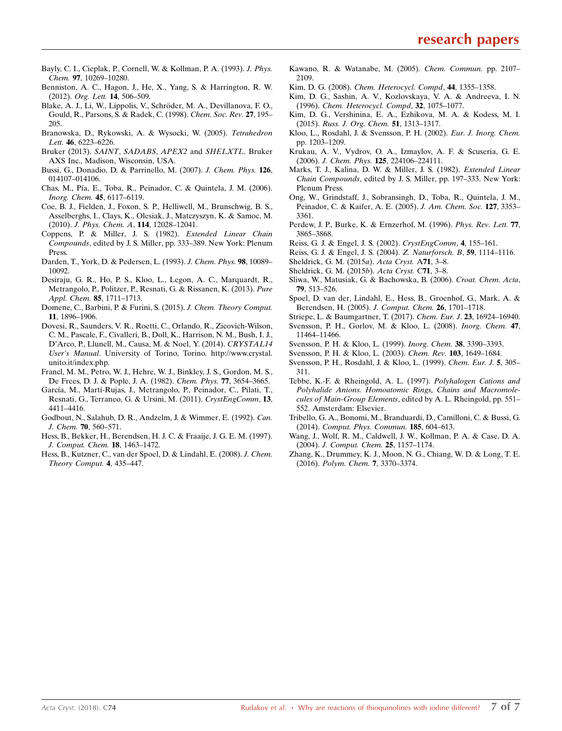Bayly, C. I., Cieplak, P., Cornell, W. & Kollman, P. A. (1993). *J. Phys. Chem.* **97**, 10269–10280.

Benniston, A. C., Hagon, J., He, X., Yang, S. & Harrington, R. W. (2012). *Org. Lett.* **14**, 506–509.

Blake, A. J., Li, W., Lippolis, V., Schröder, M. A., Devillanova, F. O., Gould, R., Parsons, S. & Radek, C. (1998). *Chem. Soc. Rev.* **27**, 195–205.

Branowska, D., Rykowski, A. & Wysocki, W. (2005). *Tetrahedron Lett.* **46**, 6223–6226.

Bruker (2013). *SAINT*, *SADABS*, *APEX2* and *SHELXTL*. Bruker AXS Inc., Madison, Wisconsin, USA.

Bussi, G., Donadio, D. & Parrinello, M. (2007). *J. Chem. Phys.* **126**, 014107–014106.

Chas, M., Pía, E., Toba, R., Peinador, C. & Quintela, J. M. (2006). *Inorg. Chem.* **45**, 6117–6119.

Coe, B. J., Fielden, J., Foxon, S. P., Helliwell, M., Brunschwig, B. S., Asselberghs, I., Clays, K., Olesiak, J., Matczyszyn, K. & Samoc, M. (2010). *J. Phys. Chem. A*, **114**, 12028–12041.

Coppens, P. & Miller, J. S. (1982). *Extended Linear Chain Compounds*, edited by J. S. Miller, pp. 333–389. New York: Plenum Press.

Darden, T., York, D. & Pedersen, L. (1993). *J. Chem. Phys.* **98**, 10089–10092.

Desiraju, G. R., Ho, P. S., Kloo, L., Legon, A. C., Marquardt, R., Metrangolo, P., Politzer, P., Resnati, G. & Rissanen, K. (2013). *Pure Appl. Chem.* **85**, 1711–1713.

Domene, C., Barbini, P. & Furini, S. (2015). *J. Chem. Theory Comput.* **11**, 1896–1906.

Dovesi, R., Saunders, V. R., Roetti, C., Orlando, R., Zicovich-Wilson, C. M., Pascale, F., Civalleri, B., Doll, K., Harrison, N. M., Bush, I. J., D'Arco, P., Llunell, M., Causa, M. & Noel, Y. (2014). *CRYSTAL14 User's Manual*. University of Torino, Torino. http://www.crystal.unito.it/index.php.

Francl, M. M., Petro, W. J., Hehre, W. J., Binkley, J. S., Gordon, M. S., De Frees, D. J. & Pople, J. A. (1982). *Chem. Phys.* **77**, 3654–3665.

García, M., Martí-Rujas, J., Metrangolo, P., Peinador, C., Pilati, T., Resnati, G., Terraneo, G. & Ursini, M. (2011). *CrystEngComm*, **13**, 4411–4416.

Godbout, N., Salahub, D. R., Andzelm, J. & Wimmer, E. (1992). *Can. J. Chem.* **70**, 560–571.

Hess, B., Bekker, H., Berendsen, H. J. C. & Fraaije, J. G. E. M. (1997). *J. Comput. Chem.* **18**, 1463–1472.

Hess, B., Kutzner, C., van der Spoel, D. & Lindahl, E. (2008). *J. Chem. Theory Comput.* **4**, 435–447.

Kawano, R. & Watanabe, M. (2005). *Chem. Commun.* pp. 2107–2109.

Kim, D. G. (2008). *Chem. Heterocycl. Compd*, **44**, 1355–1358.

Kim, D. G., Sashin, A. V., Kozlovskaya, V. A. & Andreeva, I. N. (1996). *Chem. Heterocycl. Compd*, **32**, 1075–1077.

Kim, D. G., Vershinina, E. A., Ezhikova, M. A. & Kodess, M. I. (2015). *Russ. J. Org. Chem.* **51**, 1313–1317.

Kloo, L., Rosdahl, J. & Svensson, P. H. (2002). *Eur. J. Inorg. Chem.* pp. 1203–1209.

Krukau, A. V., Vydrov, O. A., Izmaylov, A. F. & Scuseria, G. E. (2006). *J. Chem. Phys.* **125**, 224106–224111.

Marks, T. J., Kalina, D. W. & Miller, J. S. (1982). *Extended Linear Chain Compounds*, edited by J. S. Miller, pp. 197–333. New York: Plenum Press.

Ong, W., Grindstaff, J., Sobransingh, D., Toba, R., Quintela, J. M., Peinador, C. & Kaifer, A. E. (2005). *J. Am. Chem. Soc.* **127**, 3353–3361.

Perdew, J. P., Burke, K. & Ernzerhof, M. (1996). *Phys. Rev. Lett.* **77**, 3865–3868.

Reiss, G. J. & Engel, J. S. (2002). *CrystEngComm*, **4**, 155–161.

Reiss, G. J. & Engel, J. S. (2004). *Z. Naturforsch. B*, **59**, 1114–1116.

Sheldrick, G. M. (2015*a*). *Acta Cryst.* A**71**, 3–8.

Sheldrick, G. M. (2015*b*). *Acta Cryst.* C**71**, 3–8.

Sliwa, W., Matusiak, G. & Bachowska, B. (2006). *Croat. Chem. Acta*, **79**, 513–526.

Spoel, D. van der, Lindahl, E., Hess, B., Groenhof, G., Mark, A. & Berendsen, H. (2005). *J. Comput. Chem.* **26**, 1701–1718.

Striepe, L. & Baumgartner, T. (2017). *Chem. Eur. J.* **23**, 16924–16940.

Svensson, P. H., Gorlov, M. & Kloo, L. (2008). *Inorg. Chem.* **47**, 11464–11466.

Svensson, P. H. & Kloo, L. (1999). *Inorg. Chem.* **38**, 3390–3393.

Svensson, P. H. & Kloo, L. (2003). *Chem. Rev.* **103**, 1649–1684.

Svensson, P. H., Rosdahl, J. & Kloo, L. (1999). *Chem. Eur. J.* **5**, 305–311.

Tebbe, K.-F. & Rheingold, A. L. (1997). *Polyhalogen Cations and Polyhalide Anions. Homoatomic Rings, Chains and Macromolecules of Main-Group Elements*, edited by A. L. Rheingold, pp. 551–552. Amsterdam: Elsevier.

Tribello, G. A., Bonomi, M., Branduardi, D., Camilloni, C. & Bussi, G. (2014). *Comput. Phys. Commun.* **185**, 604–613.

Wang, J., Wolf, R. M., Caldwell, J. W., Kollman, P. A. & Case, D. A. (2004). *J. Comput. Chem.* **25**, 1157–1174.

Zhang, K., Drummey, K. J., Moon, N. G., Chiang, W. D. & Long, T. E. (2016). *Polym. Chem.* **7**, 3370–3374.